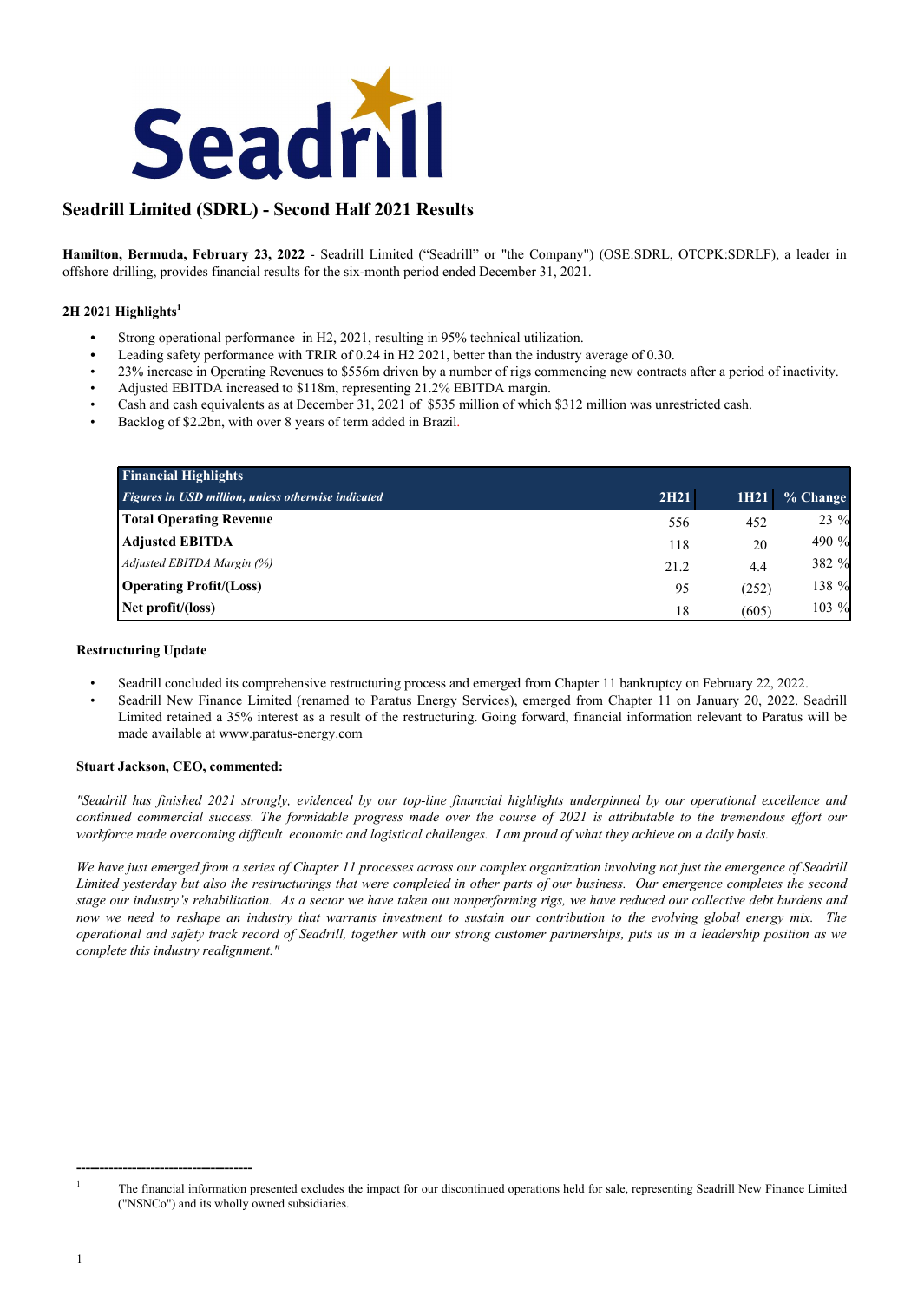# Seadrill Limited (SDRL) - Second Half 2021 Results

**Hamilton, Bermuda, February 23, 2022** - Seadrill Limited ("Seadrill" or "the Company") (OSE:SDRL, OTCPK:SDRLF), a leader in offshore drilling, provides financial results for the six-month period ended December 31, 2021.

## 2H 2021 Highlights[1]

- Strong operational performance in H2, 2021, resulting in 95% technical utilization.
- Leading safety performance with TRIR of 0.24 in H2 2021, better than the industry average of 0.30.
- 23% increase in Operating Revenues to $556m driven by a number of rigs commencing new contracts after a period of inactivity.
- Adjusted EBITDA increased to $118m, representing 21.2% EBITDA margin.
- Cash and cash equivalents as at December 31, 2021 of $535 million of which $312 million was unrestricted cash.
- Backlog of $2.2bn, with over 8 years of term added in Brazil.

| **Financial Highlights**<br>*Figures in USD million, unless otherwise indicated* | 2H21 | 1H21 | % Change |
|---|---|---|---|
| **Total Operating Revenue** | 556 | 452 | 23 % |
| **Adjusted EBITDA** | 118 | 20 | 490 % |
| *Adjusted EBITDA Margin (%)* | 21.2 | 4.4 | 382 % |
| **Operating Profit/(Loss)** | 95 | (252) | 138 % |
| **Net profit/(loss)** | 18 | (605) | 103 % |

### Restructuring Update

- Seadrill concluded its comprehensive restructuring process and emerged from Chapter 11 bankruptcy on February 22, 2022.
- Seadrill New Finance Limited (renamed to Paratus Energy Services), emerged from Chapter 11 on January 20, 2022. Seadrill Limited retained a 35% interest as a result of the restructuring. Going forward, financial information relevant to Paratus will be made available at www.paratus-energy.com

### Stuart Jackson, CEO, commented:

*"Seadrill has finished 2021 strongly, evidenced by our top-line financial highlights underpinned by our operational excellence and continued commercial success. The formidable progress made over the course of 2021 is attributable to the tremendous effort our workforce made overcoming difficult economic and logistical challenges. I am proud of what they achieve on a daily basis.*

*We have just emerged from a series of Chapter 11 processes across our complex organization involving not just the emergence of Seadrill Limited yesterday but also the restructurings that were completed in other parts of our business. Our emergence completes the second stage our industry's rehabilitation. As a sector we have taken out nonperforming rigs, we have reduced our collective debt burdens and now we need to reshape an industry that warrants investment to sustain our contribution to the evolving global energy mix. The operational and safety track record of Seadrill, together with our strong customer partnerships, puts us in a leadership position as we complete this industry realignment."*

---

[1] The financial information presented excludes the impact for our discontinued operations held for sale, representing Seadrill New Finance Limited ("NSNCo") and its wholly owned subsidiaries.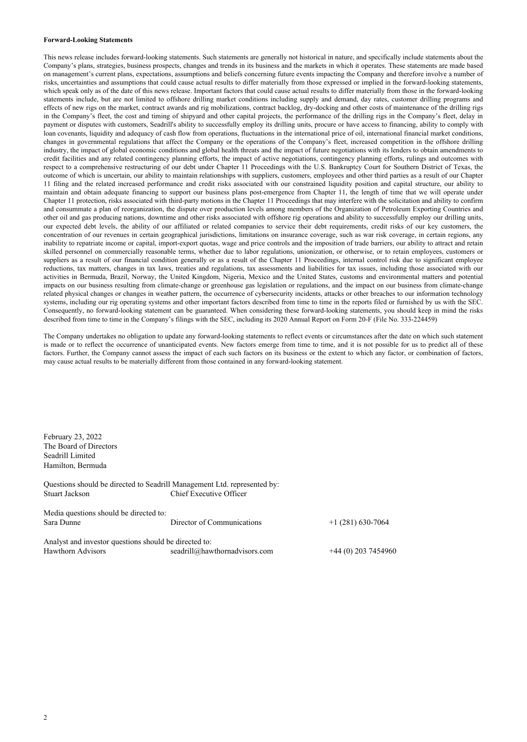**Forward-Looking Statements**

This news release includes forward-looking statements. Such statements are generally not historical in nature, and specifically include statements about the Company's plans, strategies, business prospects, changes and trends in its business and the markets in which it operates. These statements are made based on management's current plans, expectations, assumptions and beliefs concerning future events impacting the Company and therefore involve a number of risks, uncertainties and assumptions that could cause actual results to differ materially from those expressed or implied in the forward-looking statements, which speak only as of the date of this news release. Important factors that could cause actual results to differ materially from those in the forward-looking statements include, but are not limited to offshore drilling market conditions including supply and demand, day rates, customer drilling programs and effects of new rigs on the market, contract awards and rig mobilizations, contract backlog, dry-docking and other costs of maintenance of the drilling rigs in the Company's fleet, the cost and timing of shipyard and other capital projects, the performance of the drilling rigs in the Company's fleet, delay in payment or disputes with customers, Seadrill's ability to successfully employ its drilling units, procure or have access to financing, ability to comply with loan covenants, liquidity and adequacy of cash flow from operations, fluctuations in the international price of oil, international financial market conditions, changes in governmental regulations that affect the Company or the operations of the Company's fleet, increased competition in the offshore drilling industry, the impact of global economic conditions and global health threats and the impact of future negotiations with its lenders to obtain amendments to credit facilities and any related contingency planning efforts, the impact of active negotiations, contingency planning efforts, rulings and outcomes with respect to a comprehensive restructuring of our debt under Chapter 11 Proceedings with the U.S. Bankruptcy Court for Southern District of Texas, the outcome of which is uncertain, our ability to maintain relationships with suppliers, customers, employees and other third parties as a result of our Chapter 11 filing and the related increased performance and credit risks associated with our constrained liquidity position and capital structure, our ability to maintain and obtain adequate financing to support our business plans post-emergence from Chapter 11, the length of time that we will operate under Chapter 11 protection, risks associated with third-party motions in the Chapter 11 Proceedings that may interfere with the solicitation and ability to confirm and consummate a plan of reorganization, the dispute over production levels among members of the Organization of Petroleum Exporting Countries and other oil and gas producing nations, downtime and other risks associated with offshore rig operations and ability to successfully employ our drilling units, our expected debt levels, the ability of our affiliated or related companies to service their debt requirements, credit risks of our key customers, the concentration of our revenues in certain geographical jurisdictions, limitations on insurance coverage, such as war risk coverage, in certain regions, any inability to repatriate income or capital, import-export quotas, wage and price controls and the imposition of trade barriers, our ability to attract and retain skilled personnel on commercially reasonable terms, whether due to labor regulations, unionization, or otherwise, or to retain employees, customers or suppliers as a result of our financial condition generally or as a result of the Chapter 11 Proceedings, internal control risk due to significant employee reductions, tax matters, changes in tax laws, treaties and regulations, tax assessments and liabilities for tax issues, including those associated with our activities in Bermuda, Brazil, Norway, the United Kingdom, Nigeria, Mexico and the United States, customs and environmental matters and potential impacts on our business resulting from climate-change or greenhouse gas legislation or regulations, and the impact on our business from climate-change related physical changes or changes in weather pattern, the occurrence of cybersecurity incidents, attacks or other breaches to our information technology systems, including our rig operating systems and other important factors described from time to time in the reports filed or furnished by us with the SEC. Consequently, no forward-looking statement can be guaranteed. When considering these forward-looking statements, you should keep in mind the risks described from time to time in the Company's filings with the SEC, including its 2020 Annual Report on Form 20-F (File No. 333-224459)

The Company undertakes no obligation to update any forward-looking statements to reflect events or circumstances after the date on which such statement is made or to reflect the occurrence of unanticipated events. New factors emerge from time to time, and it is not possible for us to predict all of these factors. Further, the Company cannot assess the impact of each such factors on its business or the extent to which any factor, or combination of factors, may cause actual results to be materially different from those contained in any forward-looking statement.

February 23, 2022
The Board of Directors
Seadrill Limited
Hamilton, Bermuda

Questions should be directed to Seadrill Management Ltd. represented by:

| | | |
|---|---|---|
| Stuart Jackson | Chief Executive Officer | |

Media questions should be directed to:

| | | |
|---|---|---|
| Sara Dunne | Director of Communications | +1 (281) 630-7064 |

Analyst and investor questions should be directed to:

| | | |
|---|---|---|
| Hawthorn Advisors | seadrill@hawthornadvisors.com | +44 (0) 203 7454960 |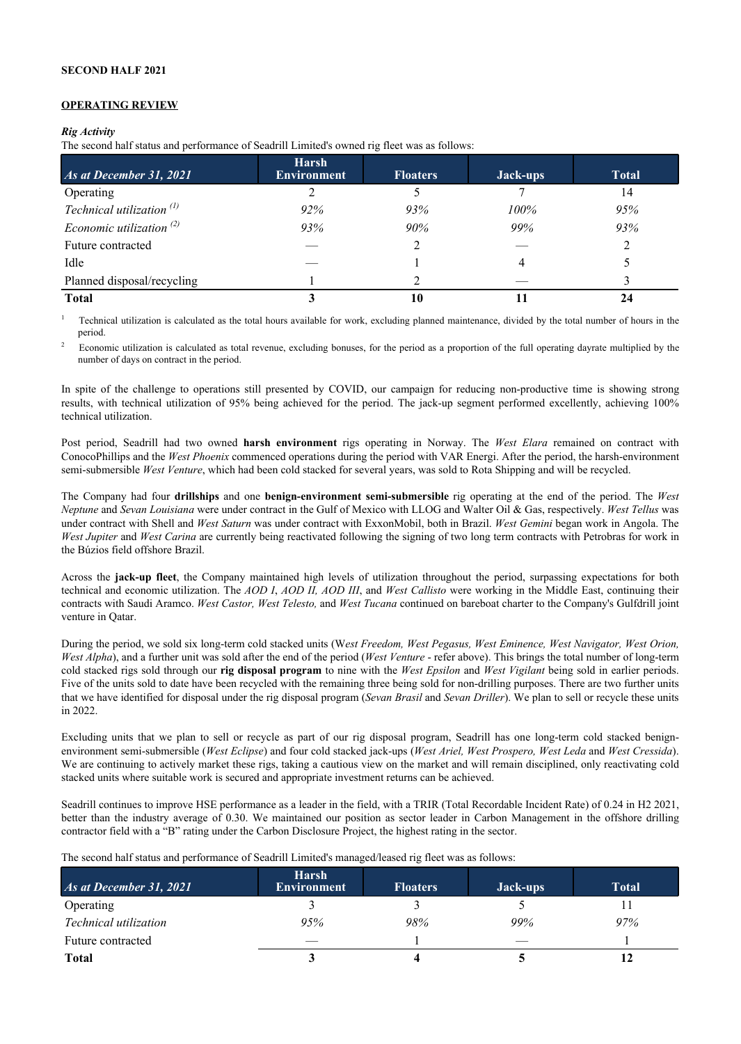**SECOND HALF 2021**

**OPERATING REVIEW**

***Rig Activity***

The second half status and performance of Seadrill Limited's owned rig fleet was as follows:

| *As at December 31, 2021* | Harsh Environment | Floaters | Jack-ups | Total |
|---|---|---|---|---|
| Operating | 2 | 5 | 7 | 14 |
| *Technical utilization [(1)]* | *92%* | *93%* | *100%* | *95%* |
| *Economic utilization [(2)]* | *93%* | *90%* | *99%* | *93%* |
| Future contracted | — | 2 | — | 2 |
| Idle | — | 1 | 4 | 5 |
| Planned disposal/recycling | 1 | 2 | — | 3 |
| **Total** | **3** | **10** | **11** | **24** |

[1] Technical utilization is calculated as the total hours available for work, excluding planned maintenance, divided by the total number of hours in the period.

[2] Economic utilization is calculated as total revenue, excluding bonuses, for the period as a proportion of the full operating dayrate multiplied by the number of days on contract in the period.

In spite of the challenge to operations still presented by COVID, our campaign for reducing non-productive time is showing strong results, with technical utilization of 95% being achieved for the period. The jack-up segment performed excellently, achieving 100% technical utilization.

Post period, Seadrill had two owned **harsh environment** rigs operating in Norway. The *West Elara* remained on contract with ConocoPhillips and the *West Phoenix* commenced operations during the period with VAR Energi. After the period, the harsh-environment semi-submersible *West Venture*, which had been cold stacked for several years, was sold to Rota Shipping and will be recycled.

The Company had four **drillships** and one **benign-environment semi-submersible** rig operating at the end of the period. The *West Neptune* and *Sevan Louisiana* were under contract in the Gulf of Mexico with LLOG and Walter Oil & Gas, respectively. *West Tellus* was under contract with Shell and *West Saturn* was under contract with ExxonMobil, both in Brazil. *West Gemini* began work in Angola. The *West Jupiter* and *West Carina* are currently being reactivated following the signing of two long term contracts with Petrobras for work in the Búzios field offshore Brazil.

Across the **jack-up fleet**, the Company maintained high levels of utilization throughout the period, surpassing expectations for both technical and economic utilization. The *AOD I*, *AOD II, AOD III*, and *West Callisto* were working in the Middle East, continuing their contracts with Saudi Aramco. *West Castor, West Telesto,* and *West Tucana* continued on bareboat charter to the Company's Gulfdrill joint venture in Qatar.

During the period, we sold six long-term cold stacked units (W*est Freedom, West Pegasus, West Eminence, West Navigator, West Orion, West Alpha*), and a further unit was sold after the end of the period (*West Venture* - refer above). This brings the total number of long-term cold stacked rigs sold through our **rig disposal program** to nine with the *West Epsilon* and *West Vigilant* being sold in earlier periods. Five of the units sold to date have been recycled with the remaining three being sold for non-drilling purposes. There are two further units that we have identified for disposal under the rig disposal program (*Sevan Brasil* and *Sevan Driller*). We plan to sell or recycle these units in 2022.

Excluding units that we plan to sell or recycle as part of our rig disposal program, Seadrill has one long-term cold stacked benign-environment semi-submersible (*West Eclipse*) and four cold stacked jack-ups (*West Ariel, West Prospero, West Leda* and *West Cressida*). We are continuing to actively market these rigs, taking a cautious view on the market and will remain disciplined, only reactivating cold stacked units where suitable work is secured and appropriate investment returns can be achieved.

Seadrill continues to improve HSE performance as a leader in the field, with a TRIR (Total Recordable Incident Rate) of 0.24 in H2 2021, better than the industry average of 0.30. We maintained our position as sector leader in Carbon Management in the offshore drilling contractor field with a "B" rating under the Carbon Disclosure Project, the highest rating in the sector.

The second half status and performance of Seadrill Limited's managed/leased rig fleet was as follows:

| *As at December 31, 2021* | Harsh Environment | Floaters | Jack-ups | Total |
|---|---|---|---|---|
| Operating | 3 | 3 | 5 | 11 |
| *Technical utilization* | *95%* | *98%* | *99%* | *97%* |
| Future contracted | — | 1 | — | 1 |
| **Total** | **3** | **4** | **5** | **12** |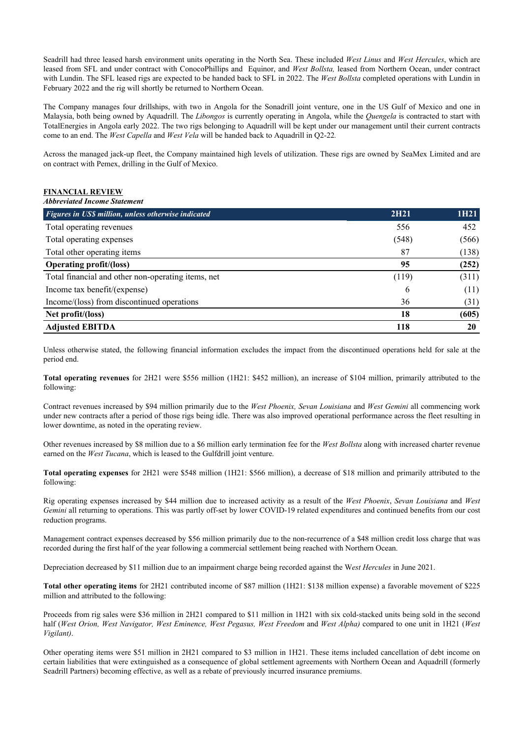Seadrill had three leased harsh environment units operating in the North Sea. These included *West Linus* and *West Hercules*, which are leased from SFL and under contract with ConocoPhillips and Equinor, and *West Bollsta,* leased from Northern Ocean, under contract with Lundin. The SFL leased rigs are expected to be handed back to SFL in 2022. The *West Bollsta* completed operations with Lundin in February 2022 and the rig will shortly be returned to Northern Ocean.

The Company manages four drillships, with two in Angola for the Sonadrill joint venture, one in the US Gulf of Mexico and one in Malaysia, both being owned by Aquadrill. The *Libongos* is currently operating in Angola, while the *Quengela* is contracted to start with TotalEnergies in Angola early 2022. The two rigs belonging to Aquadrill will be kept under our management until their current contracts come to an end. The *West Capella* and *West Vela* will be handed back to Aquadrill in Q2-22*.*

Across the managed jack-up fleet, the Company maintained high levels of utilization. These rigs are owned by SeaMex Limited and are on contract with Pemex, drilling in the Gulf of Mexico.

## FINANCIAL REVIEW

***Abbreviated Income Statement***

| *Figures in US$ million, unless otherwise indicated* | 2H21 | 1H21 |
|---|---|---|
| Total operating revenues | 556 | 452 |
| Total operating expenses | (548) | (566) |
| Total other operating items | 87 | (138) |
| **Operating profit/(loss)** | **95** | **(252)** |
| Total financial and other non-operating items, net | (119) | (311) |
| Income tax benefit/(expense) | 6 | (11) |
| Income/(loss) from discontinued operations | 36 | (31) |
| **Net profit/(loss)** | **18** | **(605)** |
| **Adjusted EBITDA** | **118** | **20** |

Unless otherwise stated, the following financial information excludes the impact from the discontinued operations held for sale at the period end.

**Total operating revenues** for 2H21 were $556 million (1H21: $452 million), an increase of $104 million, primarily attributed to the following:

Contract revenues increased by $94 million primarily due to the *West Phoenix, Sevan Louisiana* and *West Gemini* all commencing work under new contracts after a period of those rigs being idle. There was also improved operational performance across the fleet resulting in lower downtime, as noted in the operating review.

Other revenues increased by $8 million due to a $6 million early termination fee for the *West Bollsta* along with increased charter revenue earned on the *West Tucana*, which is leased to the Gulfdrill joint venture.

**Total operating expenses** for 2H21 were $548 million (1H21: $566 million), a decrease of $18 million and primarily attributed to the following:

Rig operating expenses increased by $44 million due to increased activity as a result of the *West Phoenix*, *Sevan Louisiana* and *West Gemini* all returning to operations. This was partly off-set by lower COVID-19 related expenditures and continued benefits from our cost reduction programs.

Management contract expenses decreased by $56 million primarily due to the non-recurrence of a $48 million credit loss charge that was recorded during the first half of the year following a commercial settlement being reached with Northern Ocean.

Depreciation decreased by $11 million due to an impairment charge being recorded against the W*est Hercules* in June 2021.

**Total other operating items** for 2H21 contributed income of $87 million (1H21: $138 million expense) a favorable movement of $225 million and attributed to the following:

Proceeds from rig sales were $36 million in 2H21 compared to $11 million in 1H21 with six cold-stacked units being sold in the second half (*West Orion, West Navigator, West Eminence, West Pegasus, West Freedom* and *West Alpha)* compared to one unit in 1H21 (*West Vigilant)*.

Other operating items were $51 million in 2H21 compared to $3 million in 1H21. These items included cancellation of debt income on certain liabilities that were extinguished as a consequence of global settlement agreements with Northern Ocean and Aquadrill (formerly Seadrill Partners) becoming effective, as well as a rebate of previously incurred insurance premiums.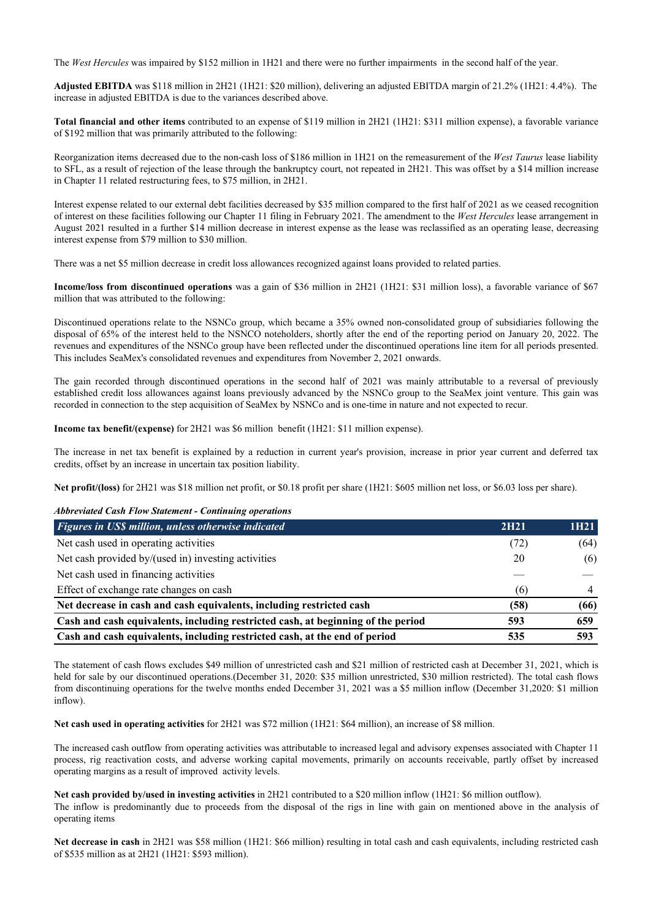The *West Hercules* was impaired by $152 million in 1H21 and there were no further impairments in the second half of the year.

**Adjusted EBITDA** was $118 million in 2H21 (1H21: $20 million), delivering an adjusted EBITDA margin of 21.2% (1H21: 4.4%). The increase in adjusted EBITDA is due to the variances described above.

**Total financial and other items** contributed to an expense of $119 million in 2H21 (1H21: $311 million expense), a favorable variance of $192 million that was primarily attributed to the following:

Reorganization items decreased due to the non-cash loss of $186 million in 1H21 on the remeasurement of the *West Taurus* lease liability to SFL, as a result of rejection of the lease through the bankruptcy court, not repeated in 2H21. This was offset by a $14 million increase in Chapter 11 related restructuring fees, to $75 million, in 2H21.

Interest expense related to our external debt facilities decreased by $35 million compared to the first half of 2021 as we ceased recognition of interest on these facilities following our Chapter 11 filing in February 2021. The amendment to the *West Hercules* lease arrangement in August 2021 resulted in a further $14 million decrease in interest expense as the lease was reclassified as an operating lease, decreasing interest expense from $79 million to $30 million.

There was a net $5 million decrease in credit loss allowances recognized against loans provided to related parties.

**Income/loss from discontinued operations** was a gain of $36 million in 2H21 (1H21: $31 million loss), a favorable variance of $67 million that was attributed to the following:

Discontinued operations relate to the NSNCo group, which became a 35% owned non-consolidated group of subsidiaries following the disposal of 65% of the interest held to the NSNCO noteholders, shortly after the end of the reporting period on January 20, 2022. The revenues and expenditures of the NSNCo group have been reflected under the discontinued operations line item for all periods presented. This includes SeaMex's consolidated revenues and expenditures from November 2, 2021 onwards.

The gain recorded through discontinued operations in the second half of 2021 was mainly attributable to a reversal of previously established credit loss allowances against loans previously advanced by the NSNCo group to the SeaMex joint venture. This gain was recorded in connection to the step acquisition of SeaMex by NSNCo and is one-time in nature and not expected to recur.

**Income tax benefit/(expense)** for 2H21 was $6 million benefit (1H21: $11 million expense).

The increase in net tax benefit is explained by a reduction in current year's provision, increase in prior year current and deferred tax credits, offset by an increase in uncertain tax position liability.

**Net profit/(loss)** for 2H21 was $18 million net profit, or $0.18 profit per share (1H21: $605 million net loss, or $6.03 loss per share).

***Abbreviated Cash Flow Statement - Continuing operations***

| *Figures in US$ million, unless otherwise indicated* | 2H21 | 1H21 |
|---|---|---|
| Net cash used in operating activities | (72) | (64) |
| Net cash provided by/(used in) investing activities | 20 | (6) |
| Net cash used in financing activities | — | — |
| Effect of exchange rate changes on cash | (6) | 4 |
| **Net decrease in cash and cash equivalents, including restricted cash** | **(58)** | **(66)** |
| **Cash and cash equivalents, including restricted cash, at beginning of the period** | **593** | **659** |
| **Cash and cash equivalents, including restricted cash, at the end of period** | **535** | **593** |

The statement of cash flows excludes $49 million of unrestricted cash and $21 million of restricted cash at December 31, 2021, which is held for sale by our discontinued operations.(December 31, 2020: $35 million unrestricted, $30 million restricted). The total cash flows from discontinuing operations for the twelve months ended December 31, 2021 was a $5 million inflow (December 31,2020: $1 million inflow).

**Net cash used in operating activities** for 2H21 was $72 million (1H21: $64 million), an increase of $8 million.

The increased cash outflow from operating activities was attributable to increased legal and advisory expenses associated with Chapter 11 process, rig reactivation costs, and adverse working capital movements, primarily on accounts receivable, partly offset by increased operating margins as a result of improved activity levels.

**Net cash provided by/used in investing activities** in 2H21 contributed to a $20 million inflow (1H21: $6 million outflow).
The inflow is predominantly due to proceeds from the disposal of the rigs in line with gain on mentioned above in the analysis of operating items

**Net decrease in cash** in 2H21 was $58 million (1H21: $66 million) resulting in total cash and cash equivalents, including restricted cash of $535 million as at 2H21 (1H21: $593 million).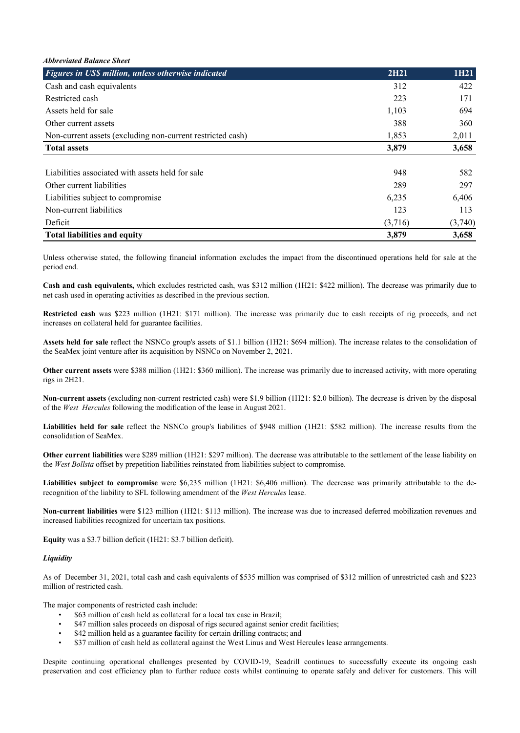*Abbreviated Balance Sheet*

| *Figures in US$ million, unless otherwise indicated* | 2H21 | 1H21 |
|---|---|---|
| Cash and cash equivalents | 312 | 422 |
| Restricted cash | 223 | 171 |
| Assets held for sale | 1,103 | 694 |
| Other current assets | 388 | 360 |
| Non-current assets (excluding non-current restricted cash) | 1,853 | 2,011 |
| **Total assets** | **3,879** | **3,658** |
| | | |
| Liabilities associated with assets held for sale | 948 | 582 |
| Other current liabilities | 289 | 297 |
| Liabilities subject to compromise | 6,235 | 6,406 |
| Non-current liabilities | 123 | 113 |
| Deficit | (3,716) | (3,740) |
| **Total liabilities and equity** | **3,879** | **3,658** |

Unless otherwise stated, the following financial information excludes the impact from the discontinued operations held for sale at the period end.

**Cash and cash equivalents,** which excludes restricted cash, was $312 million (1H21: $422 million). The decrease was primarily due to net cash used in operating activities as described in the previous section.

**Restricted cash** was $223 million (1H21: $171 million). The increase was primarily due to cash receipts of rig proceeds, and net increases on collateral held for guarantee facilities.

**Assets held for sale** reflect the NSNCo group's assets of $1.1 billion (1H21: $694 million). The increase relates to the consolidation of the SeaMex joint venture after its acquisition by NSNCo on November 2, 2021.

**Other current assets** were $388 million (1H21: $360 million). The increase was primarily due to increased activity, with more operating rigs in 2H21.

**Non-current assets** (excluding non-current restricted cash) were $1.9 billion (1H21: $2.0 billion). The decrease is driven by the disposal of the *West Hercules* following the modification of the lease in August 2021.

**Liabilities held for sale** reflect the NSNCo group's liabilities of $948 million (1H21: $582 million). The increase results from the consolidation of SeaMex.

**Other current liabilities** were $289 million (1H21: $297 million). The decrease was attributable to the settlement of the lease liability on the *West Bollsta* offset by prepetition liabilities reinstated from liabilities subject to compromise.

**Liabilities subject to compromise** were $6,235 million (1H21: $6,406 million). The decrease was primarily attributable to the de-recognition of the liability to SFL following amendment of the *West Hercules* lease.

**Non-current liabilities** were $123 million (1H21: $113 million). The increase was due to increased deferred mobilization revenues and increased liabilities recognized for uncertain tax positions.

**Equity** was a $3.7 billion deficit (1H21: $3.7 billion deficit).

*Liquidity*

As of December 31, 2021, total cash and cash equivalents of $535 million was comprised of $312 million of unrestricted cash and $223 million of restricted cash.

The major components of restricted cash include:

- $63 million of cash held as collateral for a local tax case in Brazil;
- $47 million sales proceeds on disposal of rigs secured against senior credit facilities;
- $42 million held as a guarantee facility for certain drilling contracts; and
- $37 million of cash held as collateral against the West Linus and West Hercules lease arrangements.

Despite continuing operational challenges presented by COVID-19, Seadrill continues to successfully execute its ongoing cash preservation and cost efficiency plan to further reduce costs whilst continuing to operate safely and deliver for customers. This will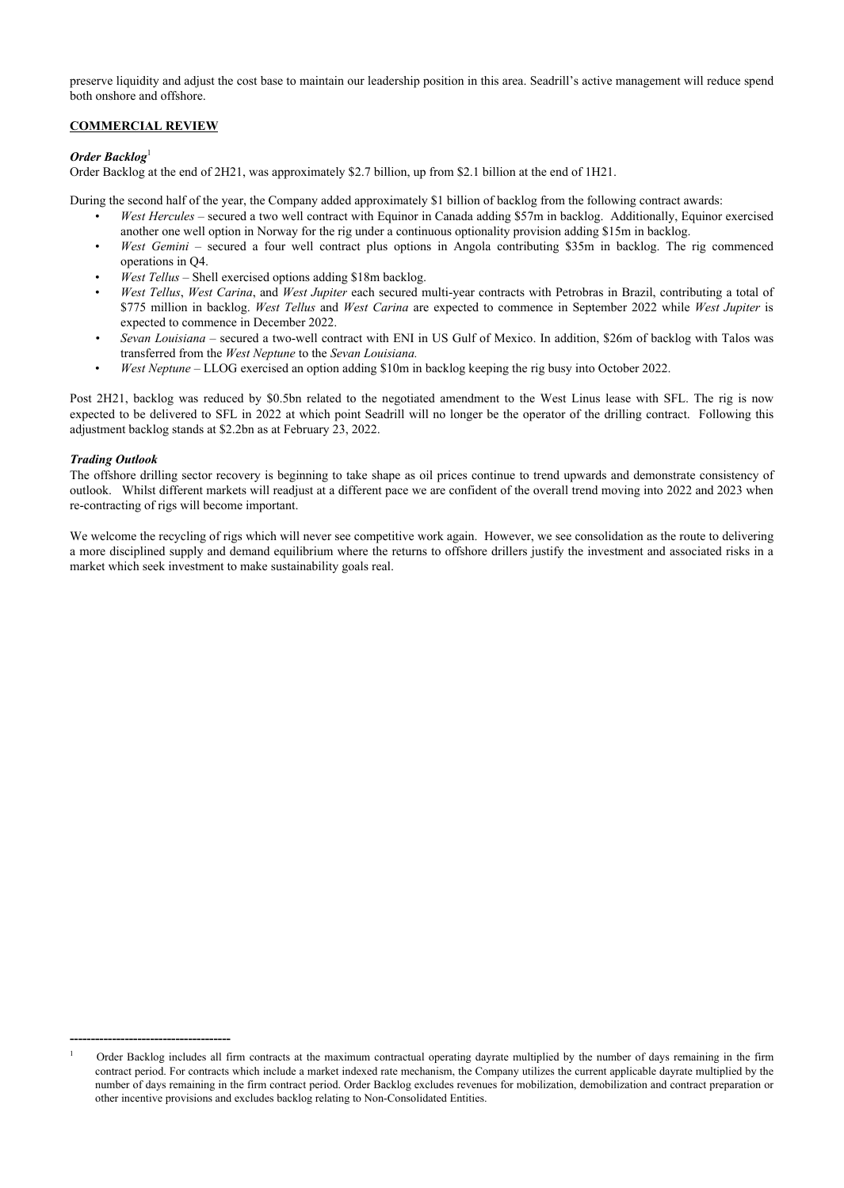preserve liquidity and adjust the cost base to maintain our leadership position in this area. Seadrill's active management will reduce spend both onshore and offshore.

**COMMERCIAL REVIEW**

***Order Backlog***[1]

Order Backlog at the end of 2H21, was approximately $2.7 billion, up from $2.1 billion at the end of 1H21.

During the second half of the year, the Company added approximately $1 billion of backlog from the following contract awards:

- *West Hercules* – secured a two well contract with Equinor in Canada adding $57m in backlog. Additionally, Equinor exercised another one well option in Norway for the rig under a continuous optionality provision adding $15m in backlog.
- *West Gemini* – secured a four well contract plus options in Angola contributing $35m in backlog. The rig commenced operations in Q4.
- *West Tellus* – Shell exercised options adding $18m backlog.
- *West Tellus*, *West Carina*, and *West Jupiter* each secured multi-year contracts with Petrobras in Brazil, contributing a total of $775 million in backlog. *West Tellus* and *West Carina* are expected to commence in September 2022 while *West Jupiter* is expected to commence in December 2022.
- *Sevan Louisiana* – secured a two-well contract with ENI in US Gulf of Mexico. In addition, $26m of backlog with Talos was transferred from the *West Neptune* to the *Sevan Louisiana.*
- *West Neptune* – LLOG exercised an option adding $10m in backlog keeping the rig busy into October 2022.

Post 2H21, backlog was reduced by $0.5bn related to the negotiated amendment to the West Linus lease with SFL. The rig is now expected to be delivered to SFL in 2022 at which point Seadrill will no longer be the operator of the drilling contract. Following this adjustment backlog stands at $2.2bn as at February 23, 2022.

***Trading Outlook***

The offshore drilling sector recovery is beginning to take shape as oil prices continue to trend upwards and demonstrate consistency of outlook. Whilst different markets will readjust at a different pace we are confident of the overall trend moving into 2022 and 2023 when re-contracting of rigs will become important.

We welcome the recycling of rigs which will never see competitive work again. However, we see consolidation as the route to delivering a more disciplined supply and demand equilibrium where the returns to offshore drillers justify the investment and associated risks in a market which seek investment to make sustainability goals real.

---

[1] Order Backlog includes all firm contracts at the maximum contractual operating dayrate multiplied by the number of days remaining in the firm contract period. For contracts which include a market indexed rate mechanism, the Company utilizes the current applicable dayrate multiplied by the number of days remaining in the firm contract period. Order Backlog excludes revenues for mobilization, demobilization and contract preparation or other incentive provisions and excludes backlog relating to Non-Consolidated Entities.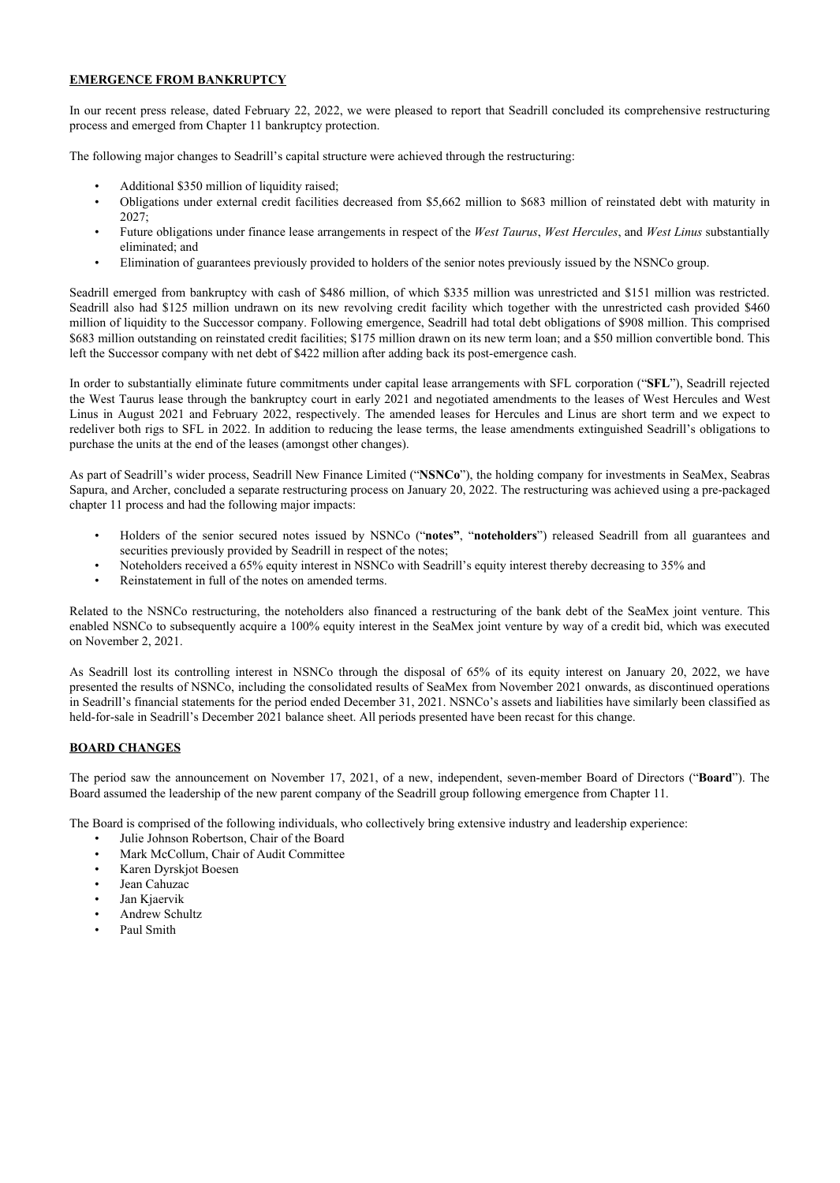## EMERGENCE FROM BANKRUPTCY

In our recent press release, dated February 22, 2022, we were pleased to report that Seadrill concluded its comprehensive restructuring process and emerged from Chapter 11 bankruptcy protection.

The following major changes to Seadrill's capital structure were achieved through the restructuring:

- Additional $350 million of liquidity raised;
- Obligations under external credit facilities decreased from $5,662 million to $683 million of reinstated debt with maturity in 2027;
- Future obligations under finance lease arrangements in respect of the *West Taurus*, *West Hercules*, and *West Linus* substantially eliminated; and
- Elimination of guarantees previously provided to holders of the senior notes previously issued by the NSNCo group.

Seadrill emerged from bankruptcy with cash of $486 million, of which $335 million was unrestricted and $151 million was restricted. Seadrill also had $125 million undrawn on its new revolving credit facility which together with the unrestricted cash provided $460 million of liquidity to the Successor company. Following emergence, Seadrill had total debt obligations of $908 million. This comprised $683 million outstanding on reinstated credit facilities; $175 million drawn on its new term loan; and a $50 million convertible bond. This left the Successor company with net debt of $422 million after adding back its post-emergence cash.

In order to substantially eliminate future commitments under capital lease arrangements with SFL corporation ("**SFL**"), Seadrill rejected the West Taurus lease through the bankruptcy court in early 2021 and negotiated amendments to the leases of West Hercules and West Linus in August 2021 and February 2022, respectively. The amended leases for Hercules and Linus are short term and we expect to redeliver both rigs to SFL in 2022. In addition to reducing the lease terms, the lease amendments extinguished Seadrill's obligations to purchase the units at the end of the leases (amongst other changes).

As part of Seadrill's wider process, Seadrill New Finance Limited ("**NSNCo**"), the holding company for investments in SeaMex, Seabras Sapura, and Archer, concluded a separate restructuring process on January 20, 2022. The restructuring was achieved using a pre-packaged chapter 11 process and had the following major impacts:

- Holders of the senior secured notes issued by NSNCo ("**notes"**, "**noteholders**") released Seadrill from all guarantees and securities previously provided by Seadrill in respect of the notes;
- Noteholders received a 65% equity interest in NSNCo with Seadrill's equity interest thereby decreasing to 35% and
- Reinstatement in full of the notes on amended terms.

Related to the NSNCo restructuring, the noteholders also financed a restructuring of the bank debt of the SeaMex joint venture. This enabled NSNCo to subsequently acquire a 100% equity interest in the SeaMex joint venture by way of a credit bid, which was executed on November 2, 2021.

As Seadrill lost its controlling interest in NSNCo through the disposal of 65% of its equity interest on January 20, 2022, we have presented the results of NSNCo, including the consolidated results of SeaMex from November 2021 onwards, as discontinued operations in Seadrill's financial statements for the period ended December 31, 2021. NSNCo's assets and liabilities have similarly been classified as held-for-sale in Seadrill's December 2021 balance sheet. All periods presented have been recast for this change.

## BOARD CHANGES

The period saw the announcement on November 17, 2021, of a new, independent, seven-member Board of Directors ("**Board**"). The Board assumed the leadership of the new parent company of the Seadrill group following emergence from Chapter 11.

The Board is comprised of the following individuals, who collectively bring extensive industry and leadership experience:

- Julie Johnson Robertson, Chair of the Board
- Mark McCollum, Chair of Audit Committee
- Karen Dyrskjot Boesen
- Jean Cahuzac
- Jan Kjaervik
- Andrew Schultz
- Paul Smith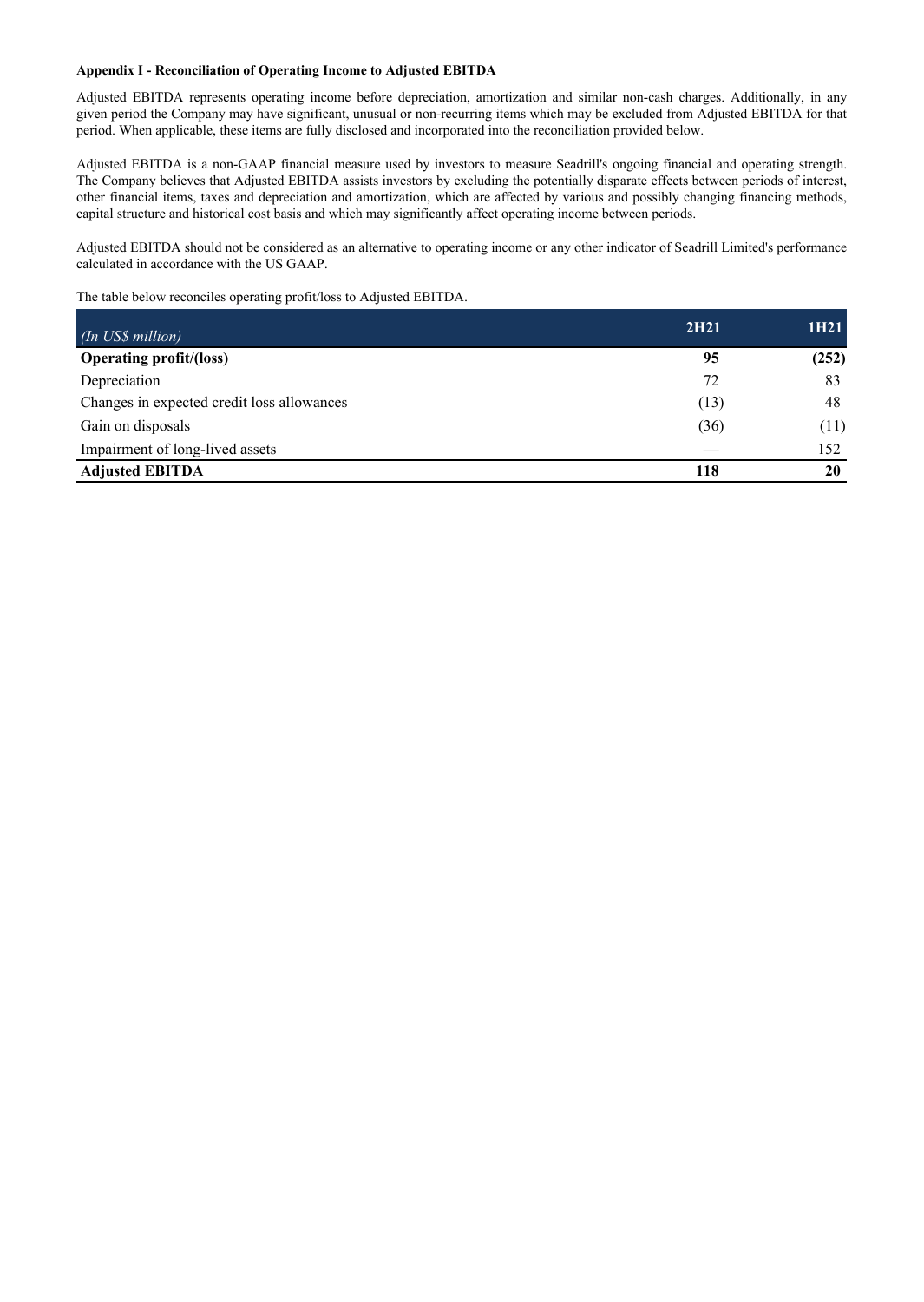**Appendix I - Reconciliation of Operating Income to Adjusted EBITDA**

Adjusted EBITDA represents operating income before depreciation, amortization and similar non-cash charges. Additionally, in any given period the Company may have significant, unusual or non-recurring items which may be excluded from Adjusted EBITDA for that period. When applicable, these items are fully disclosed and incorporated into the reconciliation provided below.

Adjusted EBITDA is a non-GAAP financial measure used by investors to measure Seadrill's ongoing financial and operating strength. The Company believes that Adjusted EBITDA assists investors by excluding the potentially disparate effects between periods of interest, other financial items, taxes and depreciation and amortization, which are affected by various and possibly changing financing methods, capital structure and historical cost basis and which may significantly affect operating income between periods.

Adjusted EBITDA should not be considered as an alternative to operating income or any other indicator of Seadrill Limited's performance calculated in accordance with the US GAAP.

The table below reconciles operating profit/loss to Adjusted EBITDA.

| *(In US$ million)* | 2H21 | 1H21 |
|---|---|---|
| **Operating profit/(loss)** | **95** | **(252)** |
| Depreciation | 72 | 83 |
| Changes in expected credit loss allowances | (13) | 48 |
| Gain on disposals | (36) | (11) |
| Impairment of long-lived assets | — | 152 |
| **Adjusted EBITDA** | **118** | **20** |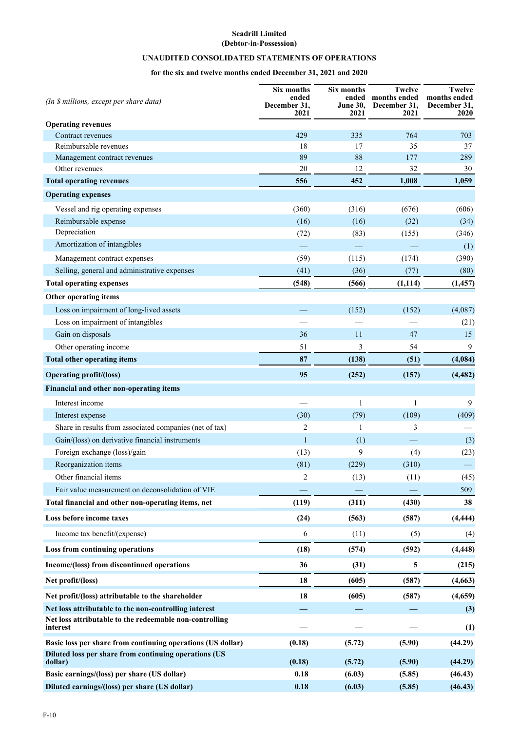**Seadrill Limited**
**(Debtor-in-Possession)**

**UNAUDITED CONSOLIDATED STATEMENTS OF OPERATIONS**

**for the six and twelve months ended December 31, 2021 and 2020**

| *(In $ millions, except per share data)* | Six months ended December 31, 2021 | Six months ended June 30, 2021 | Twelve months ended December 31, 2021 | Twelve months ended December 31, 2020 |
|---|---|---|---|---|
| **Operating revenues** | | | | |
| Contract revenues | 429 | 335 | 764 | 703 |
| Reimbursable revenues | 18 | 17 | 35 | 37 |
| Management contract revenues | 89 | 88 | 177 | 289 |
| Other revenues | 20 | 12 | 32 | 30 |
| **Total operating revenues** | **556** | **452** | **1,008** | **1,059** |
| **Operating expenses** | | | | |
| Vessel and rig operating expenses | (360) | (316) | (676) | (606) |
| Reimbursable expense | (16) | (16) | (32) | (34) |
| Depreciation | (72) | (83) | (155) | (346) |
| Amortization of intangibles | — | — | — | (1) |
| Management contract expenses | (59) | (115) | (174) | (390) |
| Selling, general and administrative expenses | (41) | (36) | (77) | (80) |
| **Total operating expenses** | **(548)** | **(566)** | **(1,114)** | **(1,457)** |
| **Other operating items** | | | | |
| Loss on impairment of long-lived assets | — | (152) | (152) | (4,087) |
| Loss on impairment of intangibles | — | — | — | (21) |
| Gain on disposals | 36 | 11 | 47 | 15 |
| Other operating income | 51 | 3 | 54 | 9 |
| **Total other operating items** | **87** | **(138)** | **(51)** | **(4,084)** |
| **Operating profit/(loss)** | **95** | **(252)** | **(157)** | **(4,482)** |
| **Financial and other non-operating items** | | | | |
| Interest income | — | 1 | 1 | 9 |
| Interest expense | (30) | (79) | (109) | (409) |
| Share in results from associated companies (net of tax) | 2 | 1 | 3 | — |
| Gain/(loss) on derivative financial instruments | 1 | (1) | — | (3) |
| Foreign exchange (loss)/gain | (13) | 9 | (4) | (23) |
| Reorganization items | (81) | (229) | (310) | — |
| Other financial items | 2 | (13) | (11) | (45) |
| Fair value measurement on deconsolidation of VIE | — | — | — | 509 |
| **Total financial and other non-operating items, net** | **(119)** | **(311)** | **(430)** | **38** |
| **Loss before income taxes** | **(24)** | **(563)** | **(587)** | **(4,444)** |
| Income tax benefit/(expense) | 6 | (11) | (5) | (4) |
| **Loss from continuing operations** | **(18)** | **(574)** | **(592)** | **(4,448)** |
| **Income/(loss) from discontinued operations** | **36** | **(31)** | **5** | **(215)** |
| **Net profit/(loss)** | **18** | **(605)** | **(587)** | **(4,663)** |
| **Net profit/(loss) attributable to the shareholder** | **18** | **(605)** | **(587)** | **(4,659)** |
| **Net loss attributable to the non-controlling interest** | **—** | **—** | **—** | **(3)** |
| **Net loss attributable to the redeemable non-controlling interest** | **—** | **—** | **—** | **(1)** |
| **Basic loss per share from continuing operations (US dollar)** | **(0.18)** | **(5.72)** | **(5.90)** | **(44.29)** |
| **Diluted loss per share from continuing operations (US dollar)** | **(0.18)** | **(5.72)** | **(5.90)** | **(44.29)** |
| **Basic earnings/(loss) per share (US dollar)** | **0.18** | **(6.03)** | **(5.85)** | **(46.43)** |
| **Diluted earnings/(loss) per share (US dollar)** | **0.18** | **(6.03)** | **(5.85)** | **(46.43)** |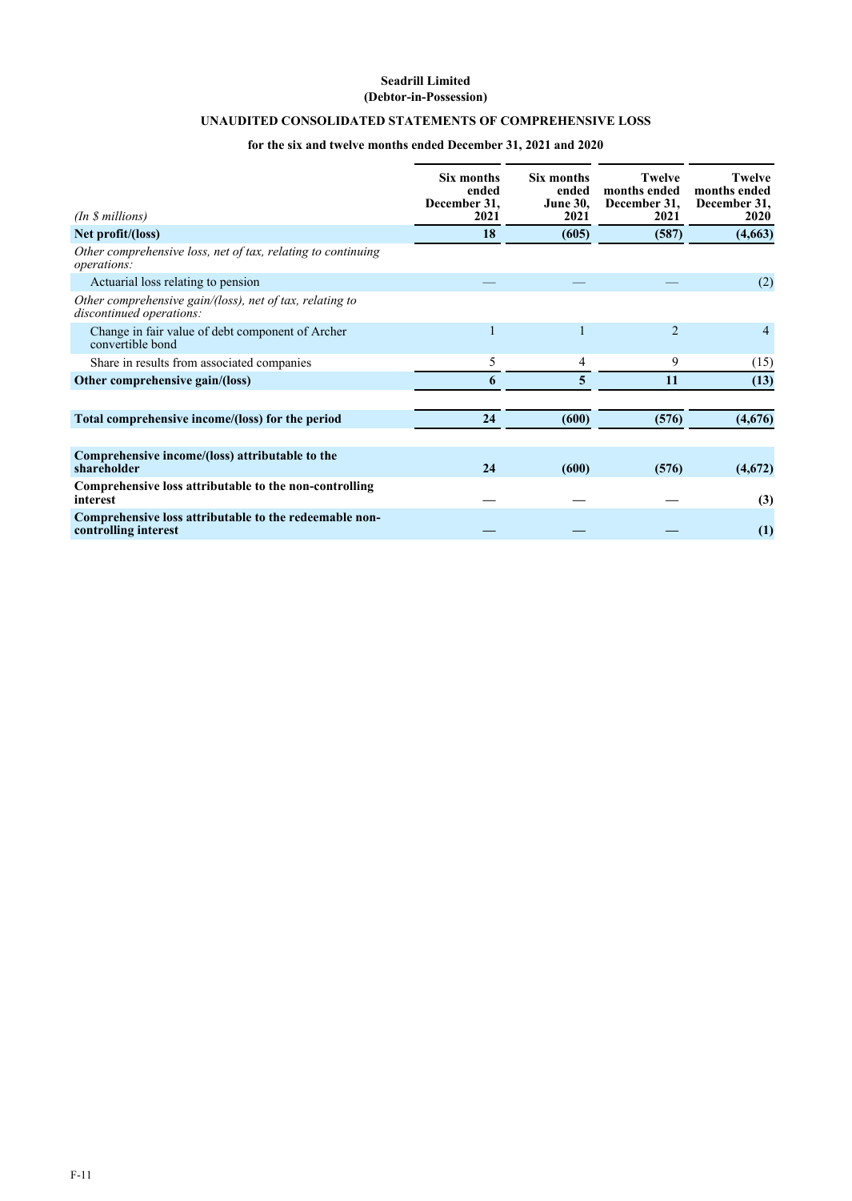**Seadrill Limited**
**(Debtor-in-Possession)**

**UNAUDITED CONSOLIDATED STATEMENTS OF COMPREHENSIVE LOSS**

**for the six and twelve months ended December 31, 2021 and 2020**

| *(In $ millions)* | Six months ended December 31, 2021 | Six months ended June 30, 2021 | Twelve months ended December 31, 2021 | Twelve months ended December 31, 2020 |
|---|---|---|---|---|
| **Net profit/(loss)** | **18** | **(605)** | **(587)** | **(4,663)** |
| *Other comprehensive loss, net of tax, relating to continuing operations:* | | | | |
| Actuarial loss relating to pension | — | — | — | (2) |
| *Other comprehensive gain/(loss), net of tax, relating to discontinued operations:* | | | | |
| Change in fair value of debt component of Archer convertible bond | 1 | 1 | 2 | 4 |
| Share in results from associated companies | 5 | 4 | 9 | (15) |
| **Other comprehensive gain/(loss)** | **6** | **5** | **11** | **(13)** |
| | | | | |
| **Total comprehensive income/(loss) for the period** | **24** | **(600)** | **(576)** | **(4,676)** |
| | | | | |
| **Comprehensive income/(loss) attributable to the shareholder** | **24** | **(600)** | **(576)** | **(4,672)** |
| **Comprehensive loss attributable to the non-controlling interest** | — | — | — | **(3)** |
| **Comprehensive loss attributable to the redeemable non-controlling interest** | — | — | — | **(1)** |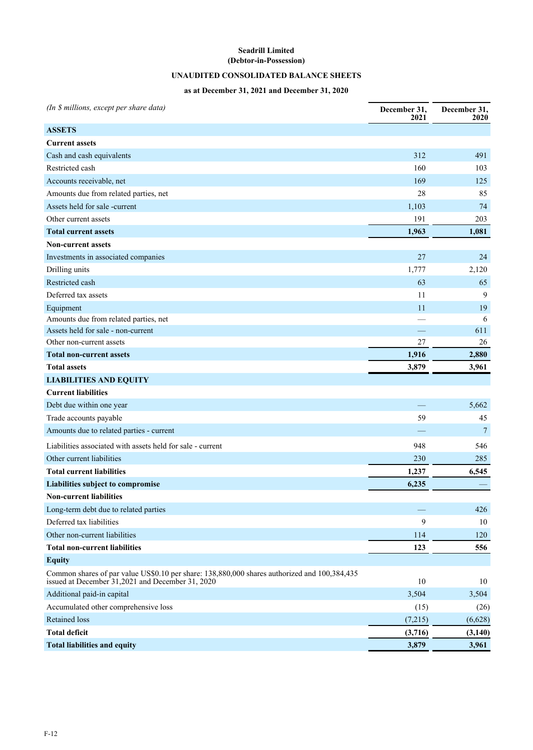**Seadrill Limited**
**(Debtor-in-Possession)**

**UNAUDITED CONSOLIDATED BALANCE SHEETS**

**as at December 31, 2021 and December 31, 2020**

| *(In $ millions, except per share data)* | December 31, 2021 | December 31, 2020 |
|---|---|---|
| **ASSETS** | | |
| **Current assets** | | |
| Cash and cash equivalents | 312 | 491 |
| Restricted cash | 160 | 103 |
| Accounts receivable, net | 169 | 125 |
| Amounts due from related parties, net | 28 | 85 |
| Assets held for sale -current | 1,103 | 74 |
| Other current assets | 191 | 203 |
| **Total current assets** | **1,963** | **1,081** |
| **Non-current assets** | | |
| Investments in associated companies | 27 | 24 |
| Drilling units | 1,777 | 2,120 |
| Restricted cash | 63 | 65 |
| Deferred tax assets | 11 | 9 |
| Equipment | 11 | 19 |
| Amounts due from related parties, net | — | 6 |
| Assets held for sale - non-current | — | 611 |
| Other non-current assets | 27 | 26 |
| **Total non-current assets** | **1,916** | **2,880** |
| **Total assets** | **3,879** | **3,961** |
| **LIABILITIES AND EQUITY** | | |
| **Current liabilities** | | |
| Debt due within one year | — | 5,662 |
| Trade accounts payable | 59 | 45 |
| Amounts due to related parties - current | — | 7 |
| Liabilities associated with assets held for sale - current | 948 | 546 |
| Other current liabilities | 230 | 285 |
| **Total current liabilities** | **1,237** | **6,545** |
| **Liabilities subject to compromise** | **6,235** | **—** |
| **Non-current liabilities** | | |
| Long-term debt due to related parties | — | 426 |
| Deferred tax liabilities | 9 | 10 |
| Other non-current liabilities | 114 | 120 |
| **Total non-current liabilities** | **123** | **556** |
| **Equity** | | |
| Common shares of par value US$0.10 per share: 138,880,000 shares authorized and 100,384,435 issued at December 31,2021 and December 31, 2020 | 10 | 10 |
| Additional paid-in capital | 3,504 | 3,504 |
| Accumulated other comprehensive loss | (15) | (26) |
| Retained loss | (7,215) | (6,628) |
| **Total deficit** | **(3,716)** | **(3,140)** |
| **Total liabilities and equity** | **3,879** | **3,961** |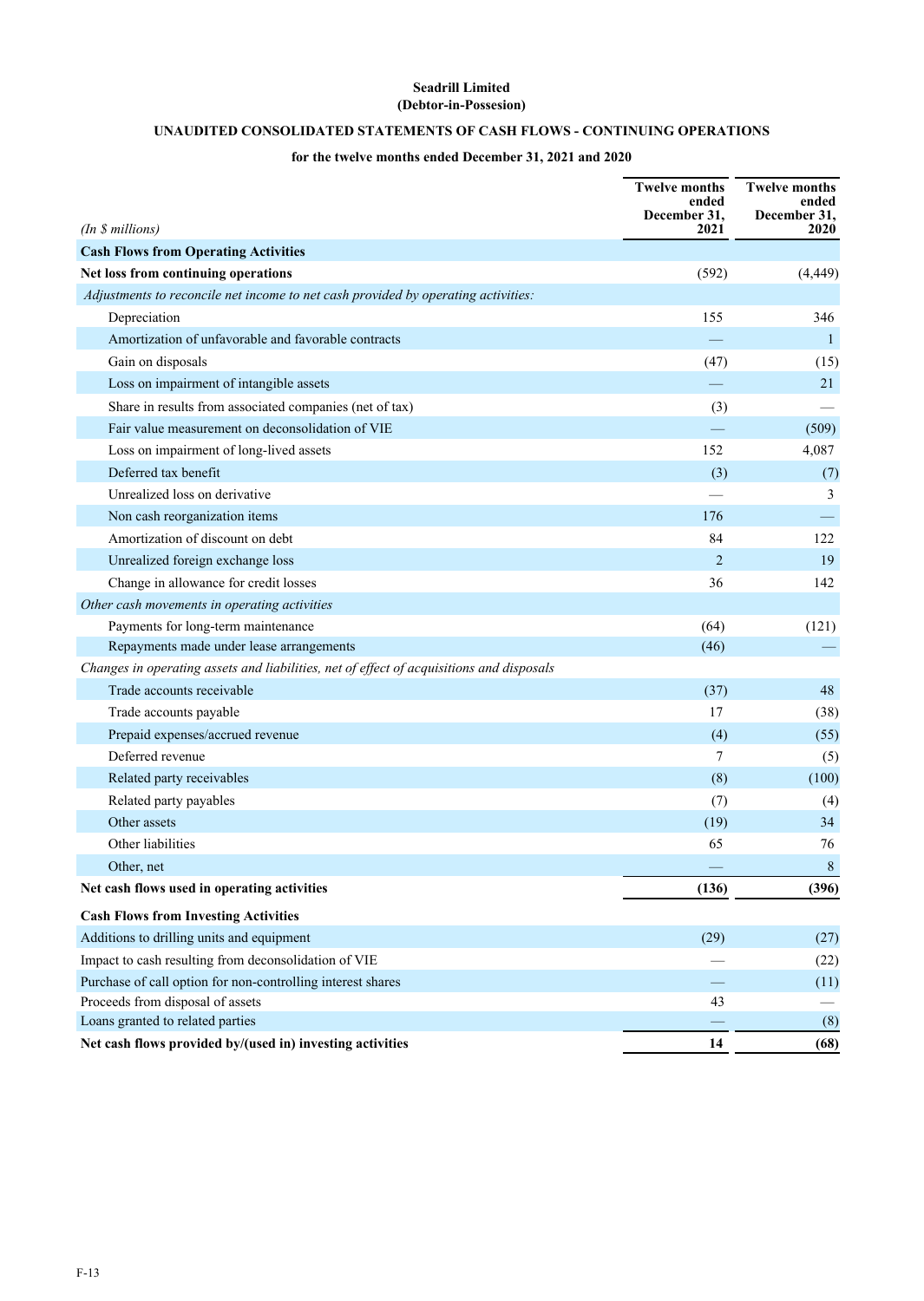**Seadrill Limited**
**(Debtor-in-Possesion)**

**UNAUDITED CONSOLIDATED STATEMENTS OF CASH FLOWS - CONTINUING OPERATIONS**

**for the twelve months ended December 31, 2021 and 2020**

| *(In $ millions)* | Twelve months ended December 31, 2021 | Twelve months ended December 31, 2020 |
|---|---|---|
| **Cash Flows from Operating Activities** | | |
| **Net loss from continuing operations** | (592) | (4,449) |
| *Adjustments to reconcile net income to net cash provided by operating activities:* | | |
| Depreciation | 155 | 346 |
| Amortization of unfavorable and favorable contracts | — | 1 |
| Gain on disposals | (47) | (15) |
| Loss on impairment of intangible assets | — | 21 |
| Share in results from associated companies (net of tax) | (3) | — |
| Fair value measurement on deconsolidation of VIE | — | (509) |
| Loss on impairment of long-lived assets | 152 | 4,087 |
| Deferred tax benefit | (3) | (7) |
| Unrealized loss on derivative | — | 3 |
| Non cash reorganization items | 176 | — |
| Amortization of discount on debt | 84 | 122 |
| Unrealized foreign exchange loss | 2 | 19 |
| Change in allowance for credit losses | 36 | 142 |
| *Other cash movements in operating activities* | | |
| Payments for long-term maintenance | (64) | (121) |
| Repayments made under lease arrangements | (46) | — |
| *Changes in operating assets and liabilities, net of effect of acquisitions and disposals* | | |
| Trade accounts receivable | (37) | 48 |
| Trade accounts payable | 17 | (38) |
| Prepaid expenses/accrued revenue | (4) | (55) |
| Deferred revenue | 7 | (5) |
| Related party receivables | (8) | (100) |
| Related party payables | (7) | (4) |
| Other assets | (19) | 34 |
| Other liabilities | 65 | 76 |
| Other, net | — | 8 |
| **Net cash flows used in operating activities** | **(136)** | **(396)** |
| **Cash Flows from Investing Activities** | | |
| Additions to drilling units and equipment | (29) | (27) |
| Impact to cash resulting from deconsolidation of VIE | — | (22) |
| Purchase of call option for non-controlling interest shares | — | (11) |
| Proceeds from disposal of assets | 43 | — |
| Loans granted to related parties | — | (8) |
| **Net cash flows provided by/(used in) investing activities** | **14** | **(68)** |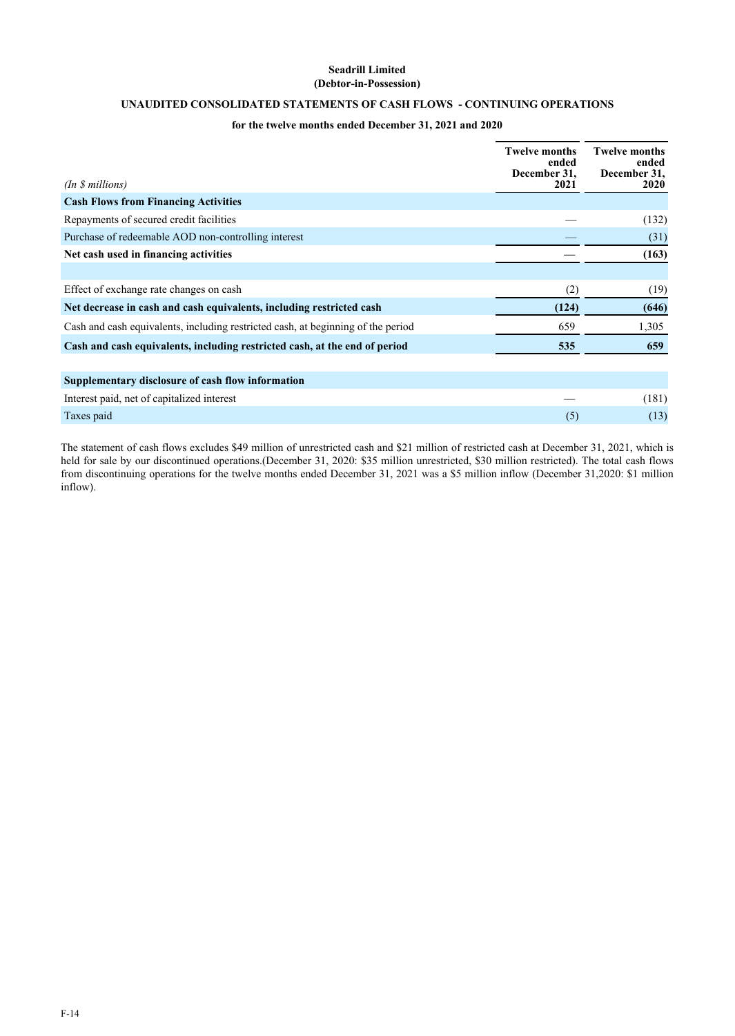**Seadrill Limited**
**(Debtor-in-Possession)**

**UNAUDITED CONSOLIDATED STATEMENTS OF CASH FLOWS - CONTINUING OPERATIONS**

**for the twelve months ended December 31, 2021 and 2020**

| *(In $ millions)* | Twelve months ended December 31, 2021 | Twelve months ended December 31, 2020 |
|---|---|---|
| **Cash Flows from Financing Activities** | | |
| Repayments of secured credit facilities | — | (132) |
| Purchase of redeemable AOD non-controlling interest | — | (31) |
| **Net cash used in financing activities** | **—** | **(163)** |
| | | |
| Effect of exchange rate changes on cash | (2) | (19) |
| **Net decrease in cash and cash equivalents, including restricted cash** | **(124)** | **(646)** |
| Cash and cash equivalents, including restricted cash, at beginning of the period | 659 | 1,305 |
| **Cash and cash equivalents, including restricted cash, at the end of period** | **535** | **659** |
| | | |
| **Supplementary disclosure of cash flow information** | | |
| Interest paid, net of capitalized interest | — | (181) |
| Taxes paid | (5) | (13) |

The statement of cash flows excludes $49 million of unrestricted cash and $21 million of restricted cash at December 31, 2021, which is held for sale by our discontinued operations.(December 31, 2020: $35 million unrestricted, $30 million restricted). The total cash flows from discontinuing operations for the twelve months ended December 31, 2021 was a $5 million inflow (December 31,2020: $1 million inflow).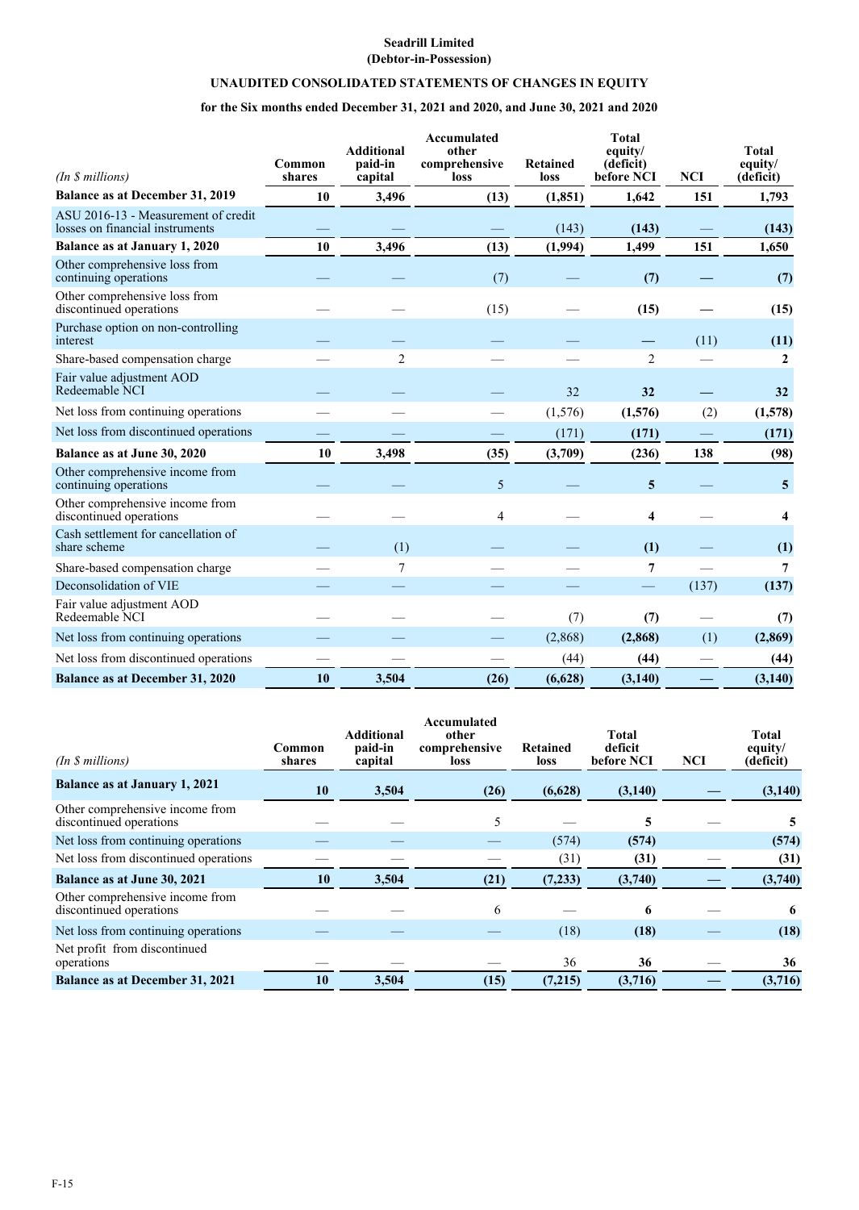**Seadrill Limited**
**(Debtor-in-Possession)**

**UNAUDITED CONSOLIDATED STATEMENTS OF CHANGES IN EQUITY**

**for the Six months ended December 31, 2021 and 2020, and June 30, 2021 and 2020**

| *(In $ millions)* | Common shares | Additional paid-in capital | Accumulated other comprehensive loss | Retained loss | Total equity/ (deficit) before NCI | NCI | Total equity/ (deficit) |
|---|---|---|---|---|---|---|---|
| **Balance as at December 31, 2019** | **10** | **3,496** | **(13)** | **(1,851)** | **1,642** | **151** | **1,793** |
| ASU 2016-13 - Measurement of credit losses on financial instruments | — | — | — | (143) | **(143)** | — | **(143)** |
| **Balance as at January 1, 2020** | **10** | **3,496** | **(13)** | **(1,994)** | **1,499** | **151** | **1,650** |
| Other comprehensive loss from continuing operations | — | — | (7) | — | **(7)** | **—** | **(7)** |
| Other comprehensive loss from discontinued operations | — | — | (15) | — | **(15)** | **—** | **(15)** |
| Purchase option on non-controlling interest | — | — | — | — | **—** | (11) | **(11)** |
| Share-based compensation charge | — | 2 | — | — | 2 | — | **2** |
| Fair value adjustment AOD Redeemable NCI | — | — | — | 32 | **32** | **—** | **32** |
| Net loss from continuing operations | — | — | — | (1,576) | **(1,576)** | (2) | **(1,578)** |
| Net loss from discontinued operations | — | — | — | (171) | **(171)** | — | **(171)** |
| **Balance as at June 30, 2020** | **10** | **3,498** | **(35)** | **(3,709)** | **(236)** | **138** | **(98)** |
| Other comprehensive income from continuing operations | — | — | 5 | — | **5** | — | **5** |
| Other comprehensive income from discontinued operations | — | — | 4 | — | **4** | — | **4** |
| Cash settlement for cancellation of share scheme | — | (1) | — | — | **(1)** | — | **(1)** |
| Share-based compensation charge | — | 7 | — | — | **7** | — | **7** |
| Deconsolidation of VIE | — | — | — | — | — | (137) | **(137)** |
| Fair value adjustment AOD Redeemable NCI | — | — | — | (7) | **(7)** | — | **(7)** |
| Net loss from continuing operations | — | — | — | (2,868) | **(2,868)** | (1) | **(2,869)** |
| Net loss from discontinued operations | — | — | — | (44) | **(44)** | — | **(44)** |
| **Balance as at December 31, 2020** | **10** | **3,504** | **(26)** | **(6,628)** | **(3,140)** | **—** | **(3,140)** |

| *(In $ millions)* | Common shares | Additional paid-in capital | Accumulated other comprehensive loss | Retained loss | Total deficit before NCI | NCI | Total equity/ (deficit) |
|---|---|---|---|---|---|---|---|
| **Balance as at January 1, 2021** | **10** | **3,504** | **(26)** | **(6,628)** | **(3,140)** | **—** | **(3,140)** |
| Other comprehensive income from discontinued operations | — | — | 5 | — | **5** | — | **5** |
| Net loss from continuing operations | — | — | — | (574) | **(574)** | | **(574)** |
| Net loss from discontinued operations | — | — | — | (31) | **(31)** | — | **(31)** |
| **Balance as at June 30, 2021** | **10** | **3,504** | **(21)** | **(7,233)** | **(3,740)** | **—** | **(3,740)** |
| Other comprehensive income from discontinued operations | — | — | 6 | — | **6** | — | **6** |
| Net loss from continuing operations | — | — | — | (18) | **(18)** | — | **(18)** |
| Net profit from discontinued operations | — | — | — | 36 | **36** | — | **36** |
| **Balance as at December 31, 2021** | **10** | **3,504** | **(15)** | **(7,215)** | **(3,716)** | **—** | **(3,716)** |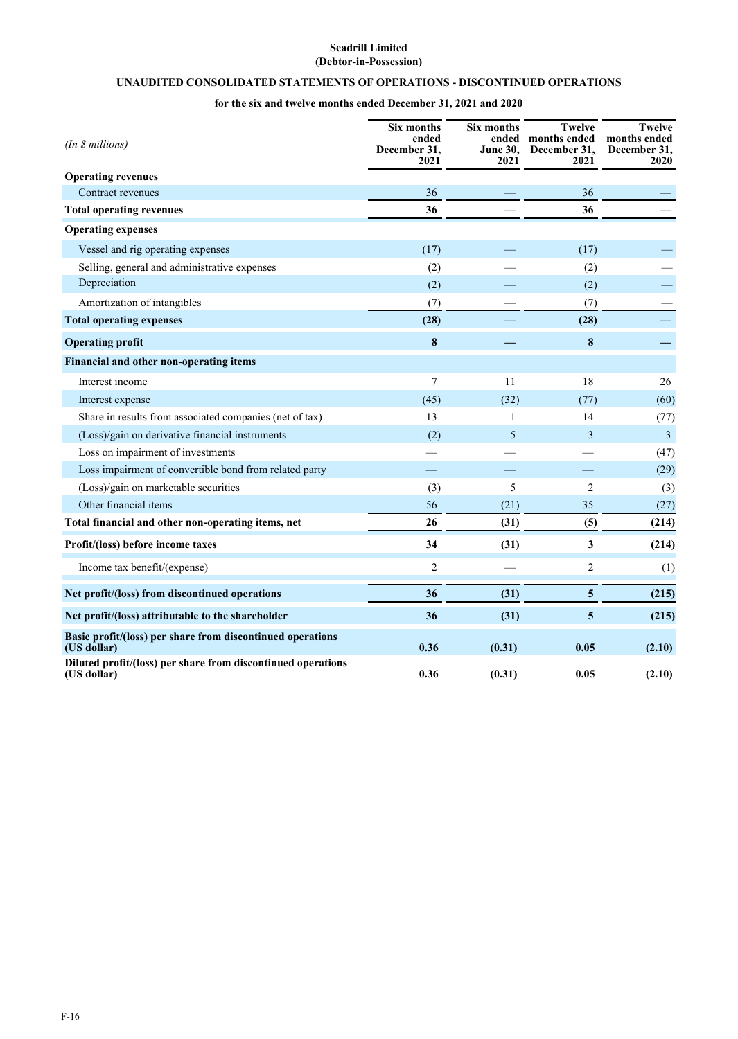**Seadrill Limited**
**(Debtor-in-Possession)**

**UNAUDITED CONSOLIDATED STATEMENTS OF OPERATIONS - DISCONTINUED OPERATIONS**

**for the six and twelve months ended December 31, 2021 and 2020**

| *(In $ millions)* | Six months ended December 31, 2021 | Six months ended June 30, 2021 | Twelve months ended December 31, 2021 | Twelve months ended December 31, 2020 |
|---|---|---|---|---|
| **Operating revenues** | | | | |
| Contract revenues | 36 | — | 36 | — |
| **Total operating revenues** | **36** | **—** | **36** | **—** |
| **Operating expenses** | | | | |
| Vessel and rig operating expenses | (17) | — | (17) | — |
| Selling, general and administrative expenses | (2) | — | (2) | — |
| Depreciation | (2) | — | (2) | — |
| Amortization of intangibles | (7) | — | (7) | — |
| **Total operating expenses** | **(28)** | **—** | **(28)** | **—** |
| **Operating profit** | **8** | **—** | **8** | **—** |
| **Financial and other non-operating items** | | | | |
| Interest income | 7 | 11 | 18 | 26 |
| Interest expense | (45) | (32) | (77) | (60) |
| Share in results from associated companies (net of tax) | 13 | 1 | 14 | (77) |
| (Loss)/gain on derivative financial instruments | (2) | 5 | 3 | 3 |
| Loss on impairment of investments | — | — | — | (47) |
| Loss impairment of convertible bond from related party | — | — | — | (29) |
| (Loss)/gain on marketable securities | (3) | 5 | 2 | (3) |
| Other financial items | 56 | (21) | 35 | (27) |
| **Total financial and other non-operating items, net** | **26** | **(31)** | **(5)** | **(214)** |
| **Profit/(loss) before income taxes** | **34** | **(31)** | **3** | **(214)** |
| Income tax benefit/(expense) | 2 | — | 2 | (1) |
| **Net profit/(loss) from discontinued operations** | **36** | **(31)** | **5** | **(215)** |
| **Net profit/(loss) attributable to the shareholder** | **36** | **(31)** | **5** | **(215)** |
| **Basic profit/(loss) per share from discontinued operations (US dollar)** | **0.36** | **(0.31)** | **0.05** | **(2.10)** |
| **Diluted profit/(loss) per share from discontinued operations (US dollar)** | **0.36** | **(0.31)** | **0.05** | **(2.10)** |